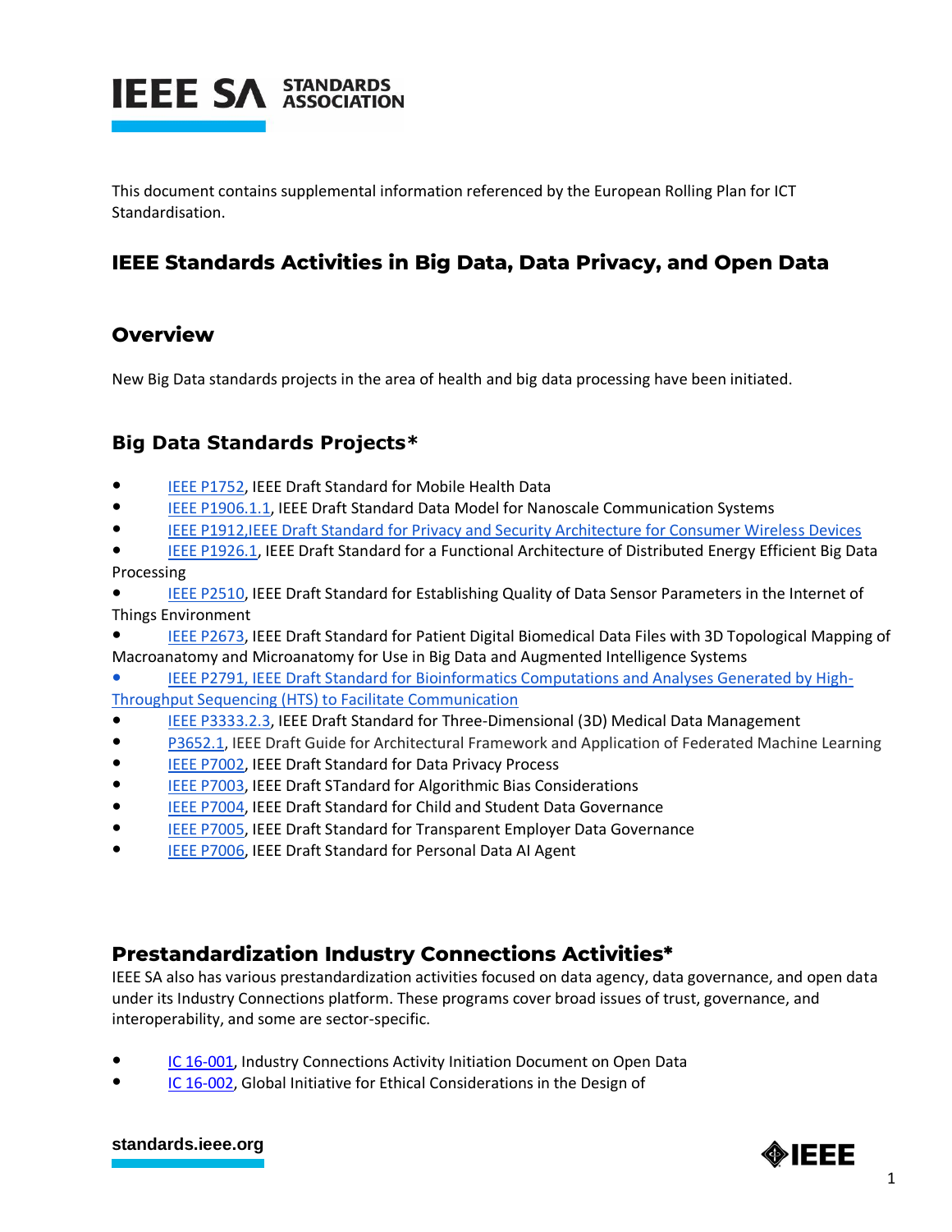This document contains supplemental information referenced by the European Rolling Plan for ICT Standardisation.

## IEEE Standards Activities in Big Data, Data Privacy, and Open Data

### Overview

New Big Data standards projects in the area of health and big data processing have been initiated.

### Big Data Standards Projects*

- IEEE P1752, IEEE Draft Standard for Mobile Health Data
- IEEE P1906.1.1, IEEE Draft Standard Data Model for Nanoscale Communication Systems
- IEEE P1912,IEEE Draft Standard for Privacy and Security Architecture for Consumer Wireless Devices
- IEEE P1926.1, IEEE Draft Standard for a Functional Architecture of Distributed Energy Efficient Big Data Processing
- IEEE P2510, IEEE Draft Standard for Establishing Quality of Data Sensor Parameters in the Internet of Things Environment
- IEEE P2673, IEEE Draft Standard for Patient Digital Biomedical Data Files with 3D Topological Mapping of Macroanatomy and Microanatomy for Use in Big Data and Augmented Intelligence Systems
- IEEE P2791, IEEE Draft Standard for Bioinformatics Computations and Analyses Generated by High-Throughput Sequencing (HTS) to Facilitate Communication
- IEEE P3333.2.3, IEEE Draft Standard for Three-Dimensional (3D) Medical Data Management
- P3652.1, IEEE Draft Guide for Architectural Framework and Application of Federated Machine Learning
- IEEE P7002, IEEE Draft Standard for Data Privacy Process
- IEEE P7003, IEEE Draft STandard for Algorithmic Bias Considerations
- IEEE P7004, IEEE Draft Standard for Child and Student Data Governance
- IEEE P7005, IEEE Draft Standard for Transparent Employer Data Governance
- IEEE P7006, IEEE Draft Standard for Personal Data AI Agent

### Prestandardization Industry Connections Activities*

IEEE SA also has various prestandardization activities focused on data agency, data governance, and open data under its Industry Connections platform. These programs cover broad issues of trust, governance, and interoperability, and some are sector-specific.

- IC 16-001, Industry Connections Activity Initiation Document on Open Data
- IC 16-002, Global Initiative for Ethical Considerations in the Design of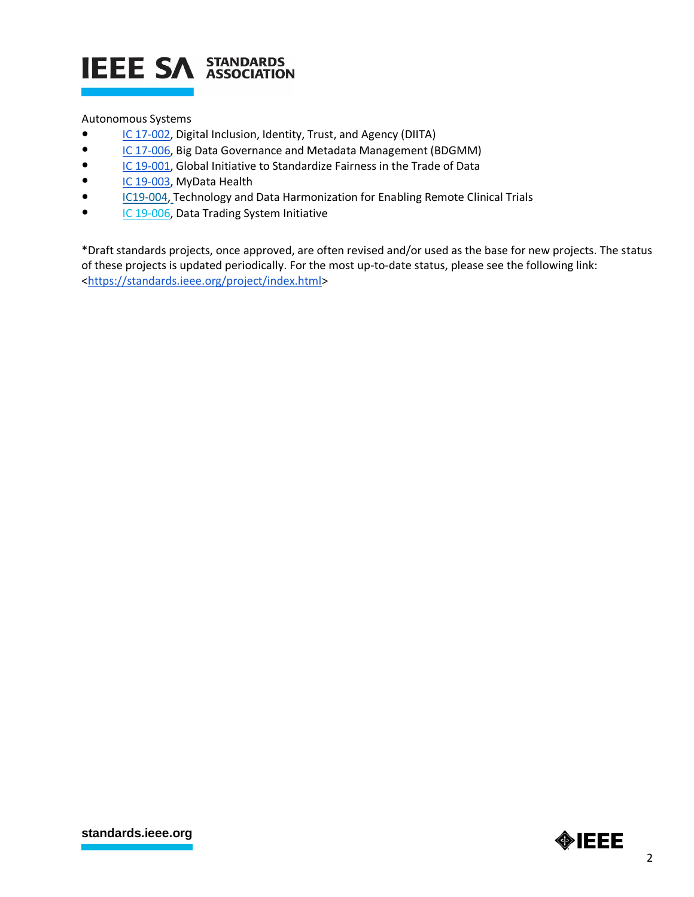Autonomous Systems

- IC 17-002, Digital Inclusion, Identity, Trust, and Agency (DIITA)
- IC 17-006, Big Data Governance and Metadata Management (BDGMM)
- IC 19-001, Global Initiative to Standardize Fairness in the Trade of Data
- IC 19-003, MyData Health
- IC19-004, Technology and Data Harmonization for Enabling Remote Clinical Trials
- IC 19-006, Data Trading System Initiative

*Draft standards projects, once approved, are often revised and/or used as the base for new projects. The status of these projects is updated periodically. For the most up-to-date status, please see the following link: <https://standards.ieee.org/project/index.html>